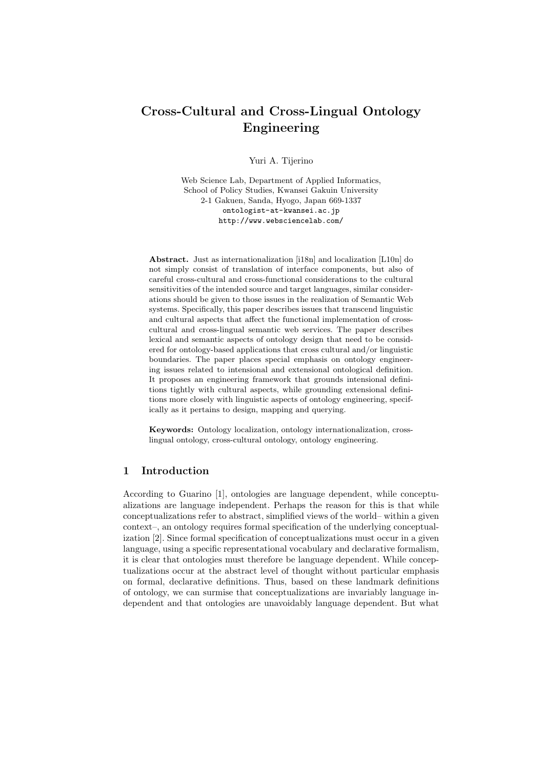# Cross-Cultural and Cross-Lingual Ontology Engineering

Yuri A. Tijerino

Web Science Lab, Department of Applied Informatics,
School of Policy Studies, Kwansei Gakuin University
2-1 Gakuen, Sanda, Hyogo, Japan 669-1337
ontologist-at-kwansei.ac.jp
http://www.websciencelab.com/

**Abstract.** Just as internationalization [i18n] and localization [L10n] do not simply consist of translation of interface components, but also of careful cross-cultural and cross-functional considerations to the cultural sensitivities of the intended source and target languages, similar considerations should be given to those issues in the realization of Semantic Web systems. Specifically, this paper describes issues that transcend linguistic and cultural aspects that affect the functional implementation of cross-cultural and cross-lingual semantic web services. The paper describes lexical and semantic aspects of ontology design that need to be considered for ontology-based applications that cross cultural and/or linguistic boundaries. The paper places special emphasis on ontology engineering issues related to intensional and extensional ontological definition. It proposes an engineering framework that grounds intensional definitions tightly with cultural aspects, while grounding extensional definitions more closely with linguistic aspects of ontology engineering, specifically as it pertains to design, mapping and querying.

**Keywords:** Ontology localization, ontology internationalization, cross-lingual ontology, cross-cultural ontology, ontology engineering.

## 1 Introduction

According to Guarino [1], ontologies are language dependent, while conceptualizations are language independent. Perhaps the reason for this is that while conceptualizations refer to abstract, simplified views of the world– within a given context–, an ontology requires formal specification of the underlying conceptualization [2]. Since formal specification of conceptualizations must occur in a given language, using a specific representational vocabulary and declarative formalism, it is clear that ontologies must therefore be language dependent. While conceptualizations occur at the abstract level of thought without particular emphasis on formal, declarative definitions. Thus, based on these landmark definitions of ontology, we can surmise that conceptualizations are invariably language independent and that ontologies are unavoidably language dependent. But what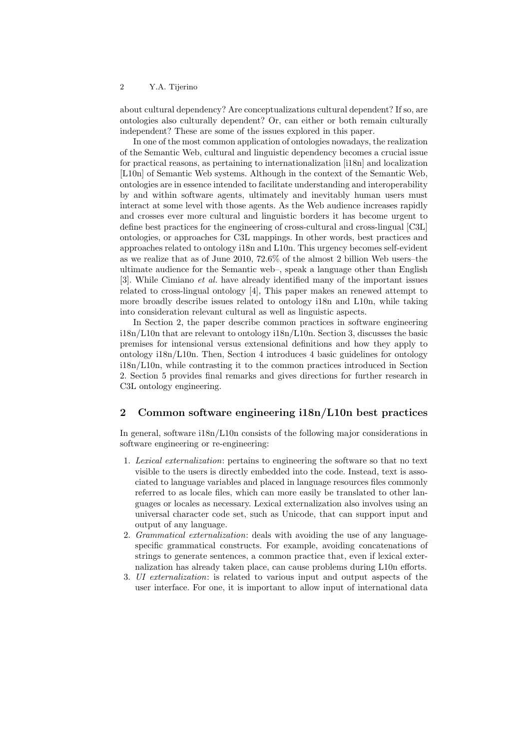about cultural dependency? Are conceptualizations cultural dependent? If so, are ontologies also culturally dependent? Or, can either or both remain culturally independent? These are some of the issues explored in this paper.

In one of the most common application of ontologies nowadays, the realization of the Semantic Web, cultural and linguistic dependency becomes a crucial issue for practical reasons, as pertaining to internationalization [i18n] and localization [L10n] of Semantic Web systems. Although in the context of the Semantic Web, ontologies are in essence intended to facilitate understanding and interoperability by and within software agents, ultimately and inevitably human users must interact at some level with those agents. As the Web audience increases rapidly and crosses ever more cultural and linguistic borders it has become urgent to define best practices for the engineering of cross-cultural and cross-lingual [C3L] ontologies, or approaches for C3L mappings. In other words, best practices and approaches related to ontology i18n and L10n. This urgency becomes self-evident as we realize that as of June 2010, 72.6% of the almost 2 billion Web users–the ultimate audience for the Semantic web–, speak a language other than English [3]. While Cimiano *et al.* have already identified many of the important issues related to cross-lingual ontology [4], This paper makes an renewed attempt to more broadly describe issues related to ontology i18n and L10n, while taking into consideration relevant cultural as well as linguistic aspects.

In Section 2, the paper describe common practices in software engineering i18n/L10n that are relevant to ontology i18n/L10n. Section 3, discusses the basic premises for intensional versus extensional definitions and how they apply to ontology i18n/L10n. Then, Section 4 introduces 4 basic guidelines for ontology i18n/L10n, while contrasting it to the common practices introduced in Section 2. Section 5 provides final remarks and gives directions for further research in C3L ontology engineering.

## 2 Common software engineering i18n/L10n best practices

In general, software i18n/L10n consists of the following major considerations in software engineering or re-engineering:

1. *Lexical externalization*: pertains to engineering the software so that no text visible to the users is directly embedded into the code. Instead, text is associated to language variables and placed in language resources files commonly referred to as locale files, which can more easily be translated to other languages or locales as necessary. Lexical externalization also involves using an universal character code set, such as Unicode, that can support input and output of any language.
2. *Grammatical externalization*: deals with avoiding the use of any language-specific grammatical constructs. For example, avoiding concatenations of strings to generate sentences, a common practice that, even if lexical externalization has already taken place, can cause problems during L10n efforts.
3. *UI externalization*: is related to various input and output aspects of the user interface. For one, it is important to allow input of international data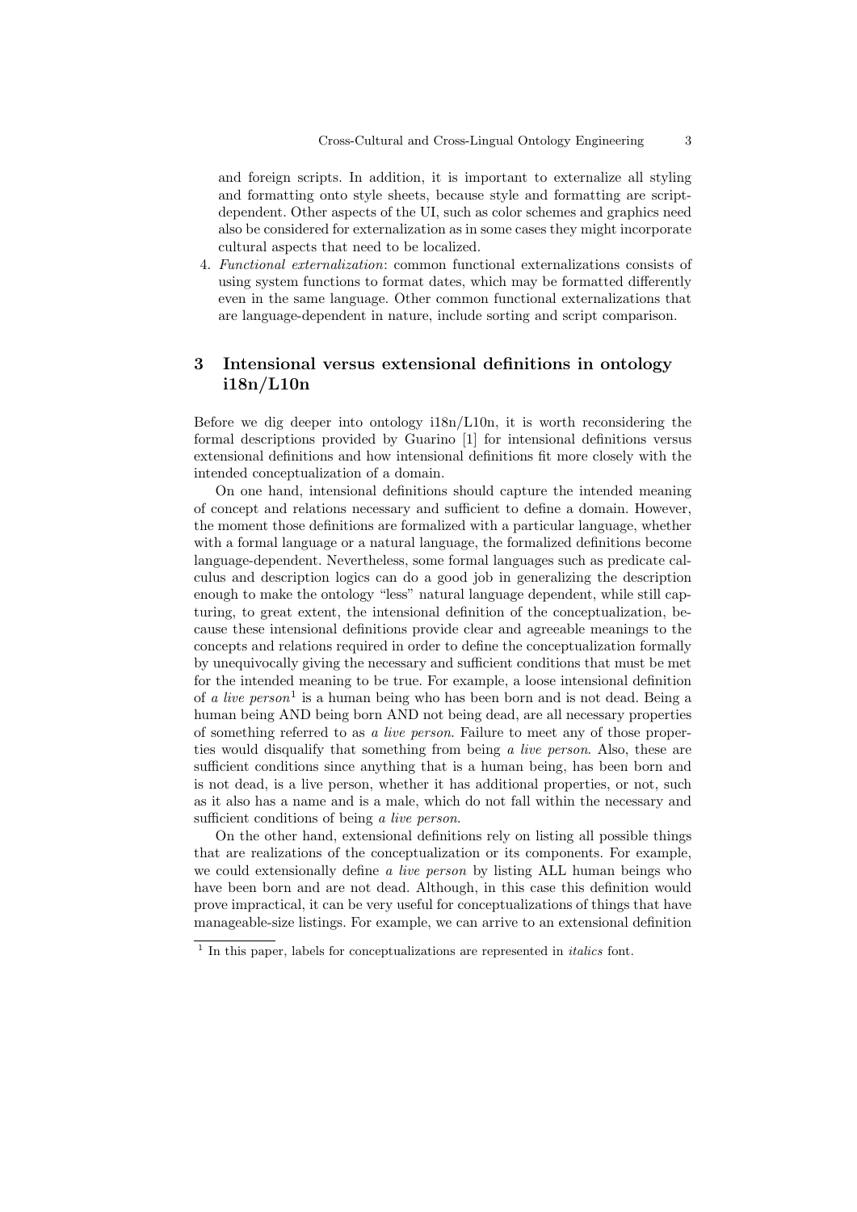and foreign scripts. In addition, it is important to externalize all styling and formatting onto style sheets, because style and formatting are script-dependent. Other aspects of the UI, such as color schemes and graphics need also be considered for externalization as in some cases they might incorporate cultural aspects that need to be localized.

4. *Functional externalization*: common functional externalizations consists of using system functions to format dates, which may be formatted differently even in the same language. Other common functional externalizations that are language-dependent in nature, include sorting and script comparison.

## 3 Intensional versus extensional definitions in ontology i18n/L10n

Before we dig deeper into ontology i18n/L10n, it is worth reconsidering the formal descriptions provided by Guarino [1] for intensional definitions versus extensional definitions and how intensional definitions fit more closely with the intended conceptualization of a domain.

On one hand, intensional definitions should capture the intended meaning of concept and relations necessary and sufficient to define a domain. However, the moment those definitions are formalized with a particular language, whether with a formal language or a natural language, the formalized definitions become language-dependent. Nevertheless, some formal languages such as predicate calculus and description logics can do a good job in generalizing the description enough to make the ontology "less" natural language dependent, while still capturing, to great extent, the intensional definition of the conceptualization, because these intensional definitions provide clear and agreeable meanings to the concepts and relations required in order to define the conceptualization formally by unequivocally giving the necessary and sufficient conditions that must be met for the intended meaning to be true. For example, a loose intensional definition of *a live person*[1] is a human being who has been born and is not dead. Being a human being AND being born AND not being dead, are all necessary properties of something referred to as *a live person*. Failure to meet any of those properties would disqualify that something from being *a live person*. Also, these are sufficient conditions since anything that is a human being, has been born and is not dead, is a live person, whether it has additional properties, or not, such as it also has a name and is a male, which do not fall within the necessary and sufficient conditions of being *a live person*.

On the other hand, extensional definitions rely on listing all possible things that are realizations of the conceptualization or its components. For example, we could extensionally define *a live person* by listing ALL human beings who have been born and are not dead. Although, in this case this definition would prove impractical, it can be very useful for conceptualizations of things that have manageable-size listings. For example, we can arrive to an extensional definition

[1] In this paper, labels for conceptualizations are represented in *italics* font.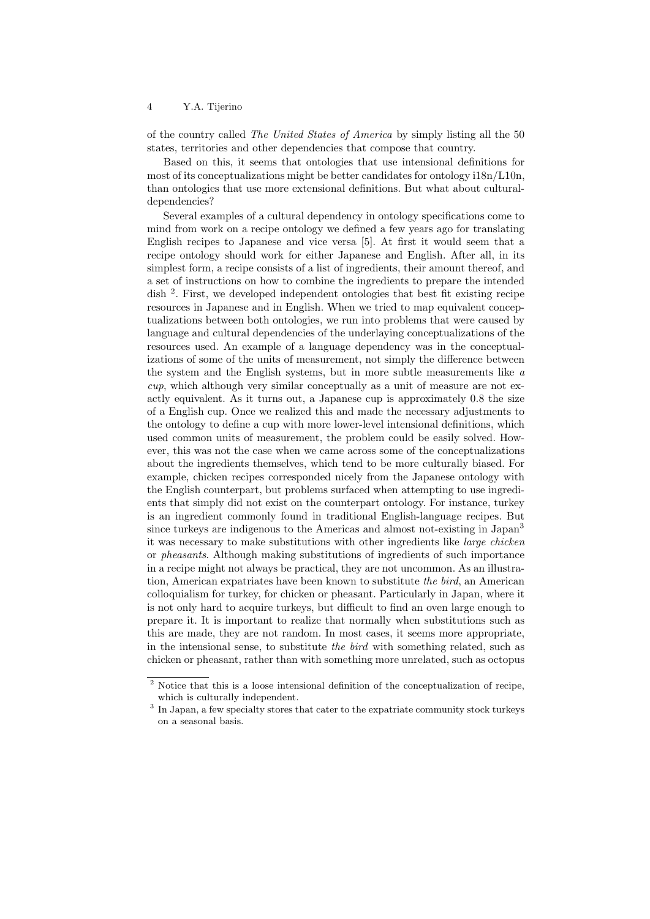of the country called *The United States of America* by simply listing all the 50 states, territories and other dependencies that compose that country.

Based on this, it seems that ontologies that use intensional definitions for most of its conceptualizations might be better candidates for ontology i18n/L10n, than ontologies that use more extensional definitions. But what about cultural-dependencies?

Several examples of a cultural dependency in ontology specifications come to mind from work on a recipe ontology we defined a few years ago for translating English recipes to Japanese and vice versa [5]. At first it would seem that a recipe ontology should work for either Japanese and English. After all, in its simplest form, a recipe consists of a list of ingredients, their amount thereof, and a set of instructions on how to combine the ingredients to prepare the intended dish [2]. First, we developed independent ontologies that best fit existing recipe resources in Japanese and in English. When we tried to map equivalent conceptualizations between both ontologies, we run into problems that were caused by language and cultural dependencies of the underlaying conceptualizations of the resources used. An example of a language dependency was in the conceptualizations of some of the units of measurement, not simply the difference between the system and the English systems, but in more subtle measurements like *a cup*, which although very similar conceptually as a unit of measure are not exactly equivalent. As it turns out, a Japanese cup is approximately 0.8 the size of a English cup. Once we realized this and made the necessary adjustments to the ontology to define a cup with more lower-level intensional definitions, which used common units of measurement, the problem could be easily solved. However, this was not the case when we came across some of the conceptualizations about the ingredients themselves, which tend to be more culturally biased. For example, chicken recipes corresponded nicely from the Japanese ontology with the English counterpart, but problems surfaced when attempting to use ingredients that simply did not exist on the counterpart ontology. For instance, turkey is an ingredient commonly found in traditional English-language recipes. But since turkeys are indigenous to the Americas and almost not-existing in Japan[3] it was necessary to make substitutions with other ingredients like *large chicken* or *pheasants*. Although making substitutions of ingredients of such importance in a recipe might not always be practical, they are not uncommon. As an illustration, American expatriates have been known to substitute *the bird*, an American colloquialism for turkey, for chicken or pheasant. Particularly in Japan, where it is not only hard to acquire turkeys, but difficult to find an oven large enough to prepare it. It is important to realize that normally when substitutions such as this are made, they are not random. In most cases, it seems more appropriate, in the intensional sense, to substitute *the bird* with something related, such as chicken or pheasant, rather than with something more unrelated, such as octopus

[2] Notice that this is a loose intensional definition of the conceptualization of recipe, which is culturally independent.

[3] In Japan, a few specialty stores that cater to the expatriate community stock turkeys on a seasonal basis.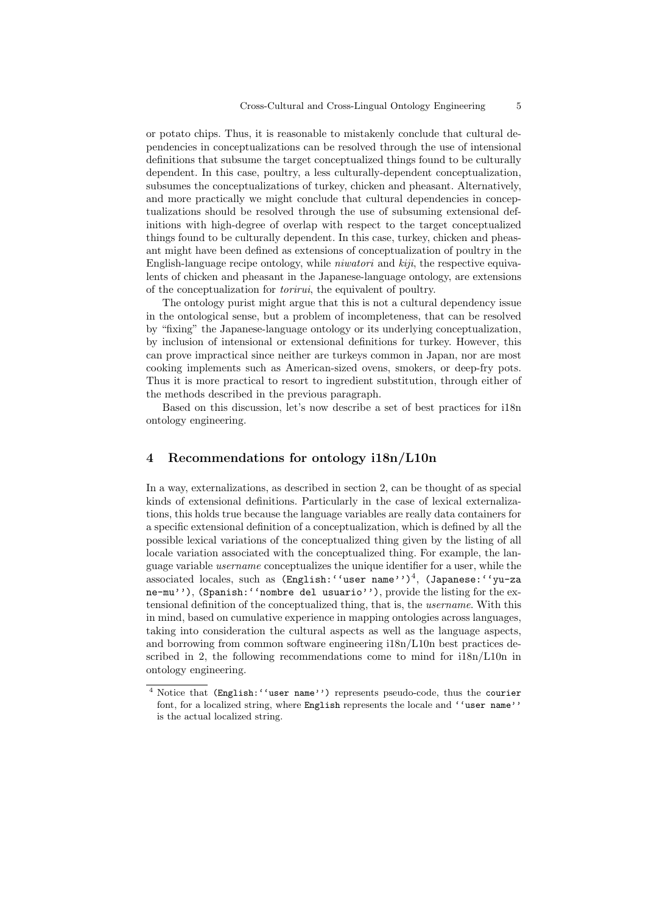or potato chips. Thus, it is reasonable to mistakenly conclude that cultural dependencies in conceptualizations can be resolved through the use of intensional definitions that subsume the target conceptualized things found to be culturally dependent. In this case, poultry, a less culturally-dependent conceptualization, subsumes the conceptualizations of turkey, chicken and pheasant. Alternatively, and more practically we might conclude that cultural dependencies in conceptualizations should be resolved through the use of subsuming extensional definitions with high-degree of overlap with respect to the target conceptualized things found to be culturally dependent. In this case, turkey, chicken and pheasant might have been defined as extensions of conceptualization of poultry in the English-language recipe ontology, while *niwatori* and *kiji*, the respective equivalents of chicken and pheasant in the Japanese-language ontology, are extensions of the conceptualization for *torirui*, the equivalent of poultry.

The ontology purist might argue that this is not a cultural dependency issue in the ontological sense, but a problem of incompleteness, that can be resolved by "fixing" the Japanese-language ontology or its underlying conceptualization, by inclusion of intensional or extensional definitions for turkey. However, this can prove impractical since neither are turkeys common in Japan, nor are most cooking implements such as American-sized ovens, smokers, or deep-fry pots. Thus it is more practical to resort to ingredient substitution, through either of the methods described in the previous paragraph.

Based on this discussion, let's now describe a set of best practices for i18n ontology engineering.

## 4 Recommendations for ontology i18n/L10n

In a way, externalizations, as described in section 2, can be thought of as special kinds of extensional definitions. Particularly in the case of lexical externalizations, this holds true because the language variables are really data containers for a specific extensional definition of a conceptualization, which is defined by all the possible lexical variations of the conceptualized thing given by the listing of all locale variation associated with the conceptualized thing. For example, the language variable *username* conceptualizes the unique identifier for a user, while the associated locales, such as `(English:''user name'')`[4], `(Japanese:''yu-za ne-mu'')`, `(Spanish:''nombre del usuario'')`, provide the listing for the extensional definition of the conceptualized thing, that is, the *username*. With this in mind, based on cumulative experience in mapping ontologies across languages, taking into consideration the cultural aspects as well as the language aspects, and borrowing from common software engineering i18n/L10n best practices described in 2, the following recommendations come to mind for i18n/L10n in ontology engineering.

---

[4] Notice that `(English:''user name'')` represents pseudo-code, thus the `courier` font, for a localized string, where `English` represents the locale and `''user name''` is the actual localized string.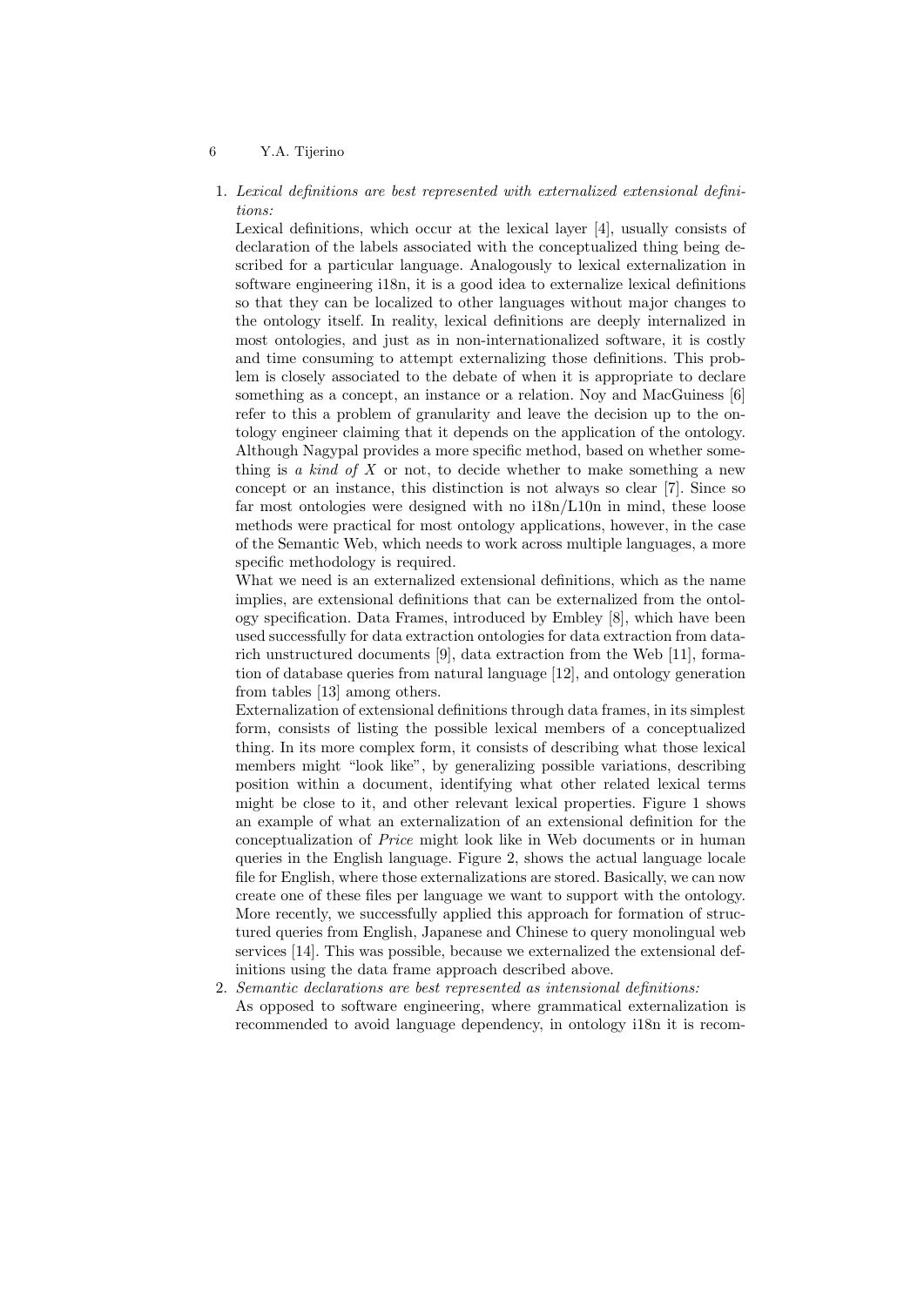1. *Lexical definitions are best represented with externalized extensional definitions:*
   Lexical definitions, which occur at the lexical layer [4], usually consists of declaration of the labels associated with the conceptualized thing being described for a particular language. Analogously to lexical externalization in software engineering i18n, it is a good idea to externalize lexical definitions so that they can be localized to other languages without major changes to the ontology itself. In reality, lexical definitions are deeply internalized in most ontologies, and just as in non-internationalized software, it is costly and time consuming to attempt externalizing those definitions. This problem is closely associated to the debate of when it is appropriate to declare something as a concept, an instance or a relation. Noy and MacGuiness [6] refer to this a problem of granularity and leave the decision up to the ontology engineer claiming that it depends on the application of the ontology. Although Nagypal provides a more specific method, based on whether something is *a kind of X* or not, to decide whether to make something a new concept or an instance, this distinction is not always so clear [7]. Since so far most ontologies were designed with no i18n/L10n in mind, these loose methods were practical for most ontology applications, however, in the case of the Semantic Web, which needs to work across multiple languages, a more specific methodology is required.
   What we need is an externalized extensional definitions, which as the name implies, are extensional definitions that can be externalized from the ontology specification. Data Frames, introduced by Embley [8], which have been used successfully for data extraction ontologies for data extraction from data-rich unstructured documents [9], data extraction from the Web [11], formation of database queries from natural language [12], and ontology generation from tables [13] among others.
   Externalization of extensional definitions through data frames, in its simplest form, consists of listing the possible lexical members of a conceptualized thing. In its more complex form, it consists of describing what those lexical members might "look like", by generalizing possible variations, describing position within a document, identifying what other related lexical terms might be close to it, and other relevant lexical properties. Figure 1 shows an example of what an externalization of an extensional definition for the conceptualization of *Price* might look like in Web documents or in human queries in the English language. Figure 2, shows the actual language locale file for English, where those externalizations are stored. Basically, we can now create one of these files per language we want to support with the ontology. More recently, we successfully applied this approach for formation of structured queries from English, Japanese and Chinese to query monolingual web services [14]. This was possible, because we externalized the extensional definitions using the data frame approach described above.
2. *Semantic declarations are best represented as intensional definitions:*
   As opposed to software engineering, where grammatical externalization is recommended to avoid language dependency, in ontology i18n it is recom-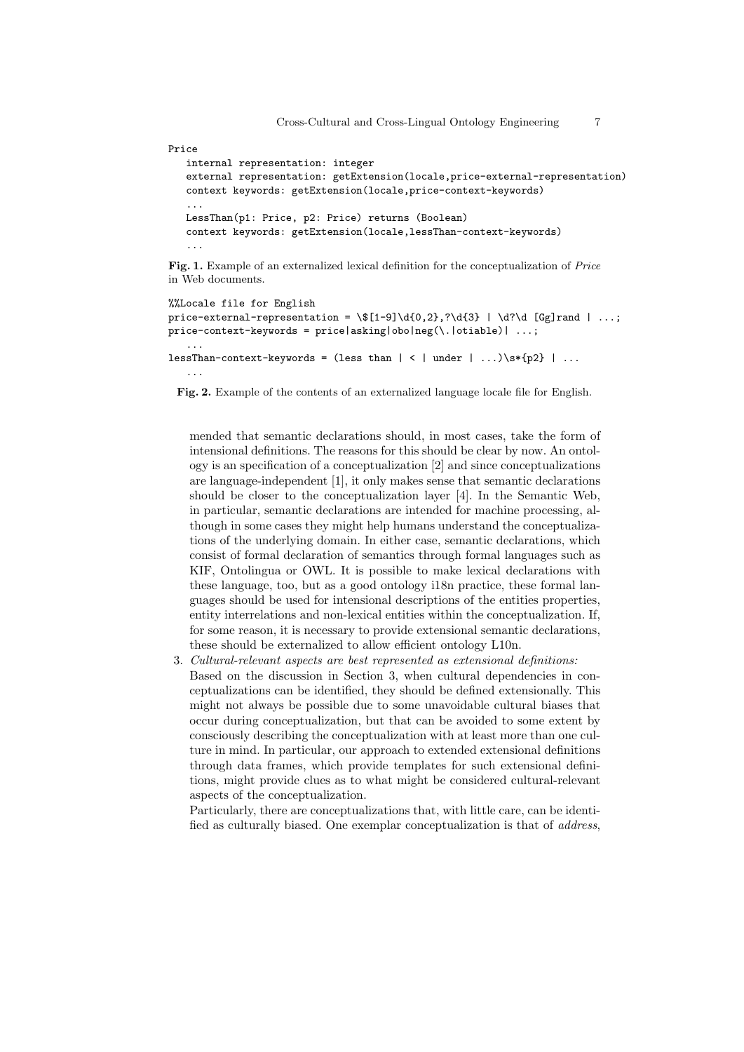```
Price
   internal representation: integer
   external representation: getExtension(locale,price-external-representation)
   context keywords: getExtension(locale,price-context-keywords)
   ...
   LessThan(p1: Price, p2: Price) returns (Boolean)
   context keywords: getExtension(locale,lessThan-context-keywords)
   ...
```

**Fig. 1.** Example of an externalized lexical definition for the conceptualization of *Price* in Web documents.

```
%%Locale file for English
price-external-representation = \$[1-9]\d{0,2},?\d{3} | \d?\d [Gg]rand | ...;
price-context-keywords = price|asking|obo|neg(\.|otiable)| ...;
   ...
lessThan-context-keywords = (less than | < | under | ...)\s*{p2} | ...
   ...
```

**Fig. 2.** Example of the contents of an externalized language locale file for English.

mended that semantic declarations should, in most cases, take the form of intensional definitions. The reasons for this should be clear by now. An ontology is an specification of a conceptualization [2] and since conceptualizations are language-independent [1], it only makes sense that semantic declarations should be closer to the conceptualization layer [4]. In the Semantic Web, in particular, semantic declarations are intended for machine processing, although in some cases they might help humans understand the conceptualizations of the underlying domain. In either case, semantic declarations, which consist of formal declaration of semantics through formal languages such as KIF, Ontolingua or OWL. It is possible to make lexical declarations with these language, too, but as a good ontology i18n practice, these formal languages should be used for intensional descriptions of the entities properties, entity interrelations and non-lexical entities within the conceptualization. If, for some reason, it is necessary to provide extensional semantic declarations, these should be externalized to allow efficient ontology L10n.

3. *Cultural-relevant aspects are best represented as extensional definitions:* Based on the discussion in Section 3, when cultural dependencies in conceptualizations can be identified, they should be defined extensionally. This might not always be possible due to some unavoidable cultural biases that occur during conceptualization, but that can be avoided to some extent by consciously describing the conceptualization with at least more than one culture in mind. In particular, our approach to extended extensional definitions through data frames, which provide templates for such extensional definitions, might provide clues as to what might be considered cultural-relevant aspects of the conceptualization.

   Particularly, there are conceptualizations that, with little care, can be identified as culturally biased. One exemplar conceptualization is that of *address*,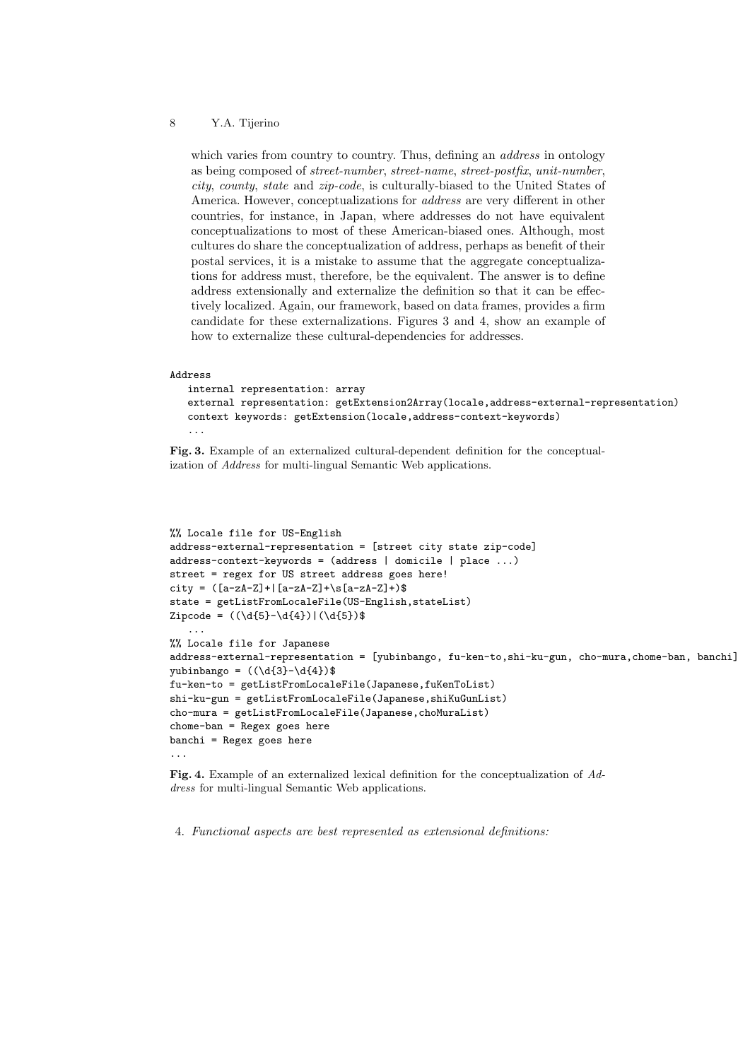which varies from country to country. Thus, defining an *address* in ontology as being composed of *street-number*, *street-name*, *street-postfix*, *unit-number*, *city*, *county*, *state* and *zip-code*, is culturally-biased to the United States of America. However, conceptualizations for *address* are very different in other countries, for instance, in Japan, where addresses do not have equivalent conceptualizations to most of these American-biased ones. Although, most cultures do share the conceptualization of address, perhaps as benefit of their postal services, it is a mistake to assume that the aggregate conceptualizations for address must, therefore, be the equivalent. The answer is to define address extensionally and externalize the definition so that it can be effectively localized. Again, our framework, based on data frames, provides a firm candidate for these externalizations. Figures 3 and 4, show an example of how to externalize these cultural-dependencies for addresses.

```
Address
   internal representation: array
   external representation: getExtension2Array(locale,address-external-representation)
   context keywords: getExtension(locale,address-context-keywords)
   ...
```

**Fig. 3.** Example of an externalized cultural-dependent definition for the conceptualization of *Address* for multi-lingual Semantic Web applications.

```
%% Locale file for US-English
address-external-representation = [street city state zip-code]
address-context-keywords = (address | domicile | place ...)
street = regex for US street address goes here!
city = ([a-zA-Z]+|[a-zA-Z]+\s[a-zA-Z]+)$
state = getListFromLocaleFile(US-English,stateList)
Zipcode = ((\d{5}-\d{4})|(\d{5})$
   ...
%% Locale file for Japanese
address-external-representation = [yubinbango, fu-ken-to,shi-ku-gun, cho-mura,chome-ban, banchi]
yubinbango = ((\d{3}-\d{4})$
fu-ken-to = getListFromLocaleFile(Japanese,fuKenToList)
shi-ku-gun = getListFromLocaleFile(Japanese,shiKuGunList)
cho-mura = getListFromLocaleFile(Japanese,choMuraList)
chome-ban = Regex goes here
banchi = Regex goes here
...
```

**Fig. 4.** Example of an externalized lexical definition for the conceptualization of *Address* for multi-lingual Semantic Web applications.

4. *Functional aspects are best represented as extensional definitions:*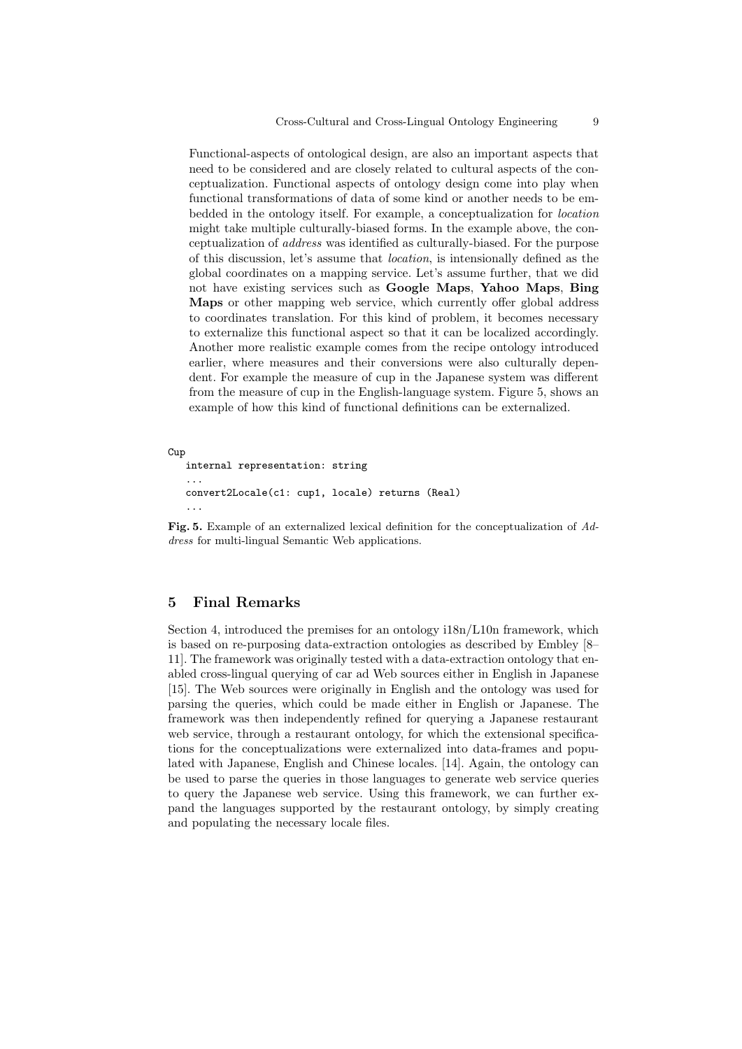Functional-aspects of ontological design, are also an important aspects that need to be considered and are closely related to cultural aspects of the conceptualization. Functional aspects of ontology design come into play when functional transformations of data of some kind or another needs to be embedded in the ontology itself. For example, a conceptualization for *location* might take multiple culturally-biased forms. In the example above, the conceptualization of *address* was identified as culturally-biased. For the purpose of this discussion, let's assume that *location*, is intensionally defined as the global coordinates on a mapping service. Let's assume further, that we did not have existing services such as **Google Maps**, **Yahoo Maps**, **Bing Maps** or other mapping web service, which currently offer global address to coordinates translation. For this kind of problem, it becomes necessary to externalize this functional aspect so that it can be localized accordingly. Another more realistic example comes from the recipe ontology introduced earlier, where measures and their conversions were also culturally dependent. For example the measure of cup in the Japanese system was different from the measure of cup in the English-language system. Figure 5, shows an example of how this kind of functional definitions can be externalized.

```
Cup
   internal representation: string
   ...
   convert2Locale(c1: cup1, locale) returns (Real)
   ...
```

**Fig. 5.** Example of an externalized lexical definition for the conceptualization of *Address* for multi-lingual Semantic Web applications.

## 5 Final Remarks

Section 4, introduced the premises for an ontology i18n/L10n framework, which is based on re-purposing data-extraction ontologies as described by Embley [8–11]. The framework was originally tested with a data-extraction ontology that enabled cross-lingual querying of car ad Web sources either in English in Japanese [15]. The Web sources were originally in English and the ontology was used for parsing the queries, which could be made either in English or Japanese. The framework was then independently refined for querying a Japanese restaurant web service, through a restaurant ontology, for which the extensional specifications for the conceptualizations were externalized into data-frames and populated with Japanese, English and Chinese locales. [14]. Again, the ontology can be used to parse the queries in those languages to generate web service queries to query the Japanese web service. Using this framework, we can further expand the languages supported by the restaurant ontology, by simply creating and populating the necessary locale files.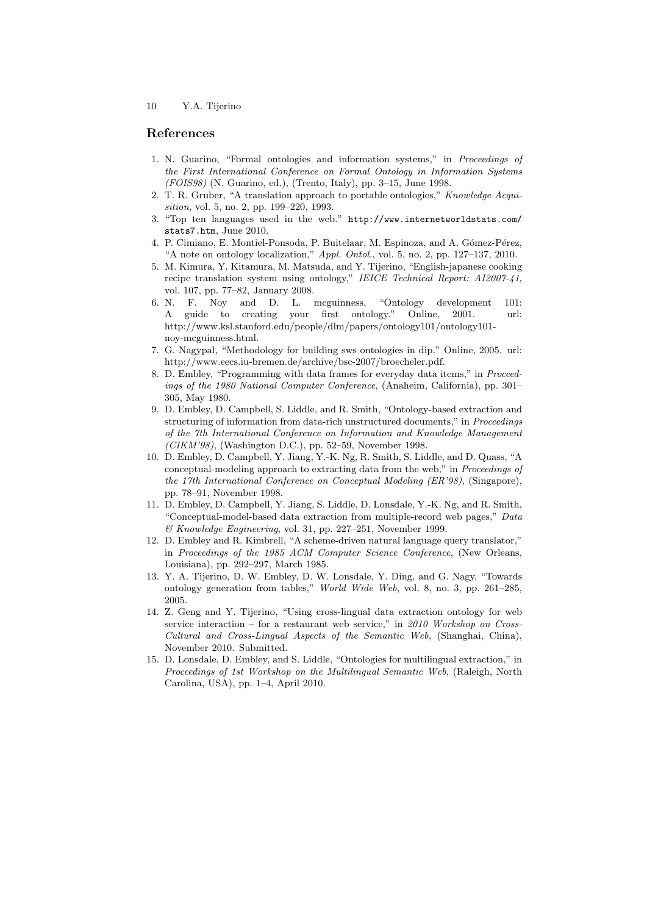## References

1. N. Guarino, "Formal ontologies and information systems," in *Proceedings of the First International Conference on Formal Ontology in Information Systems (FOIS98)* (N. Guarino, ed.), (Trento, Italy), pp. 3–15, June 1998.
2. T. R. Gruber, "A translation approach to portable ontologies," *Knowledge Acquisition*, vol. 5, no. 2, pp. 199–220, 1993.
3. "Top ten languages used in the web." `http://www.internetworldstats.com/stats7.htm`, June 2010.
4. P. Cimiano, E. Montiel-Ponsoda, P. Buitelaar, M. Espinoza, and A. Gómez-Pérez, "A note on ontology localization," *Appl. Ontol.*, vol. 5, no. 2, pp. 127–137, 2010.
5. M. Kimura, Y. Kitamura, M. Matsuda, and Y. Tijerino, "English-japanese cooking recipe translation system using ontology," *IEICE Technical Report: AI2007-41*, vol. 107, pp. 77–82, January 2008.
6. N. F. Noy and D. L. mcguinness, "Ontology development 101: A guide to creating your first ontology." Online, 2001. url: http://www.ksl.stanford.edu/people/dlm/papers/ontology101/ontology101-noy-mcguinness.html.
7. G. Nagypal, "Methodology for building sws ontologies in dip." Online, 2005. url: http://www.eecs.iu-bremen.de/archive/bsc-2007/broecheler.pdf.
8. D. Embley, "Programming with data frames for everyday data items," in *Proceedings of the 1980 National Computer Conference*, (Anaheim, California), pp. 301–305, May 1980.
9. D. Embley, D. Campbell, S. Liddle, and R. Smith, "Ontology-based extraction and structuring of information from data-rich unstructured documents," in *Proceedings of the 7th International Conference on Information and Knowledge Management (CIKM'98)*, (Washington D.C.), pp. 52–59, November 1998.
10. D. Embley, D. Campbell, Y. Jiang, Y.-K. Ng, R. Smith, S. Liddle, and D. Quass, "A conceptual-modeling approach to extracting data from the web," in *Proceedings of the 17th International Conference on Conceptual Modeling (ER'98)*, (Singapore), pp. 78–91, November 1998.
11. D. Embley, D. Campbell, Y. Jiang, S. Liddle, D. Lonsdale, Y.-K. Ng, and R. Smith, "Conceptual-model-based data extraction from multiple-record web pages," *Data & Knowledge Engineering*, vol. 31, pp. 227–251, November 1999.
12. D. Embley and R. Kimbrell, "A scheme-driven natural language query translator," in *Proceedings of the 1985 ACM Computer Science Conference*, (New Orleans, Louisiana), pp. 292–297, March 1985.
13. Y. A. Tijerino, D. W. Embley, D. W. Lonsdale, Y. Ding, and G. Nagy, "Towards ontology generation from tables," *World Wide Web*, vol. 8, no. 3, pp. 261–285, 2005.
14. Z. Geng and Y. Tijerino, "Using cross-lingual data extraction ontology for web service interaction – for a restaurant web service," in *2010 Workshop on Cross-Cultural and Cross-Lingual Aspects of the Semantic Web*, (Shanghai, China), November 2010. Submitted.
15. D. Lonsdale, D. Embley, and S. Liddle, "Ontologies for multilingual extraction," in *Proceedings of 1st Workshop on the Multilingual Semantic Web*, (Raleigh, North Carolina, USA), pp. 1–4, April 2010.